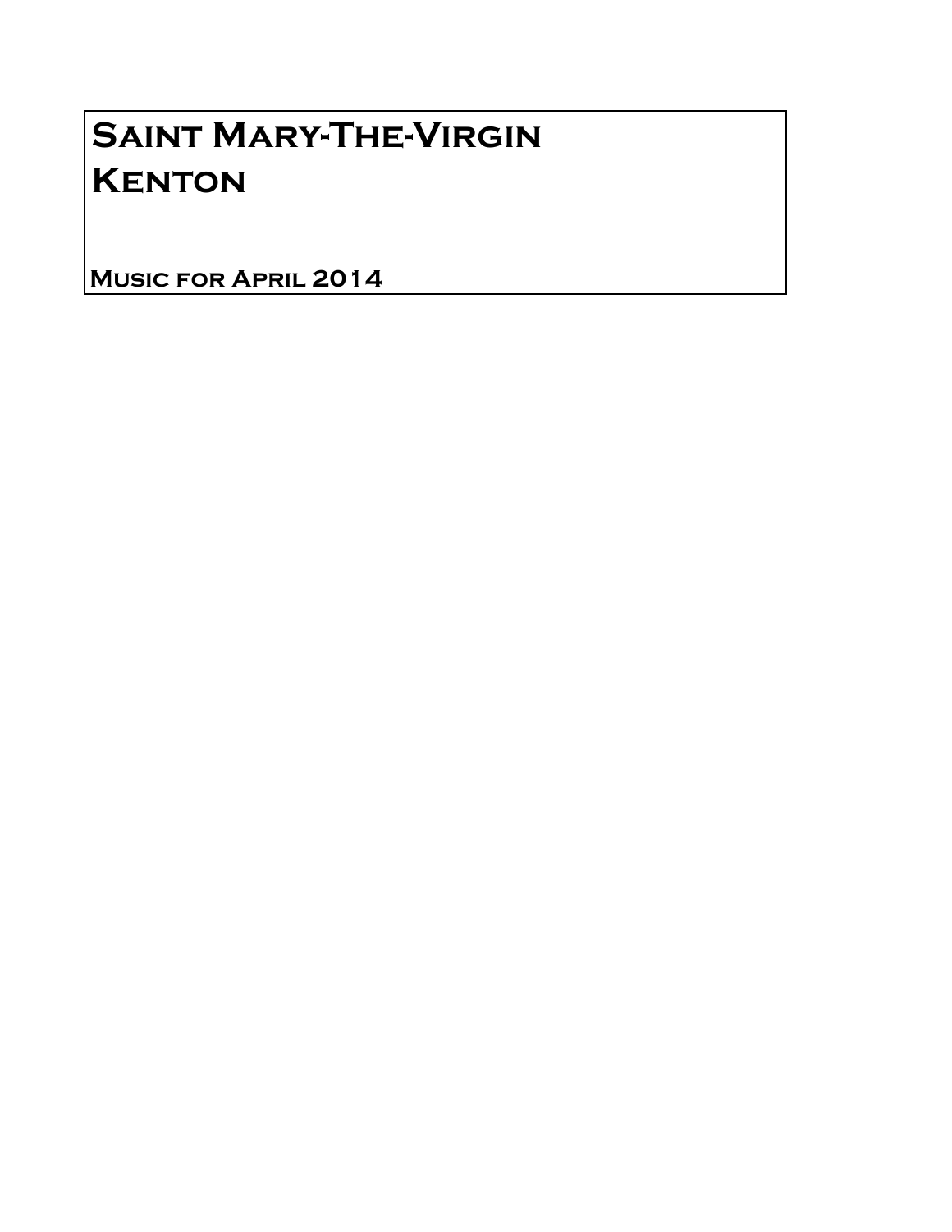# Saint Mary-The-Virgin
# Kenton

**Music for April 2014**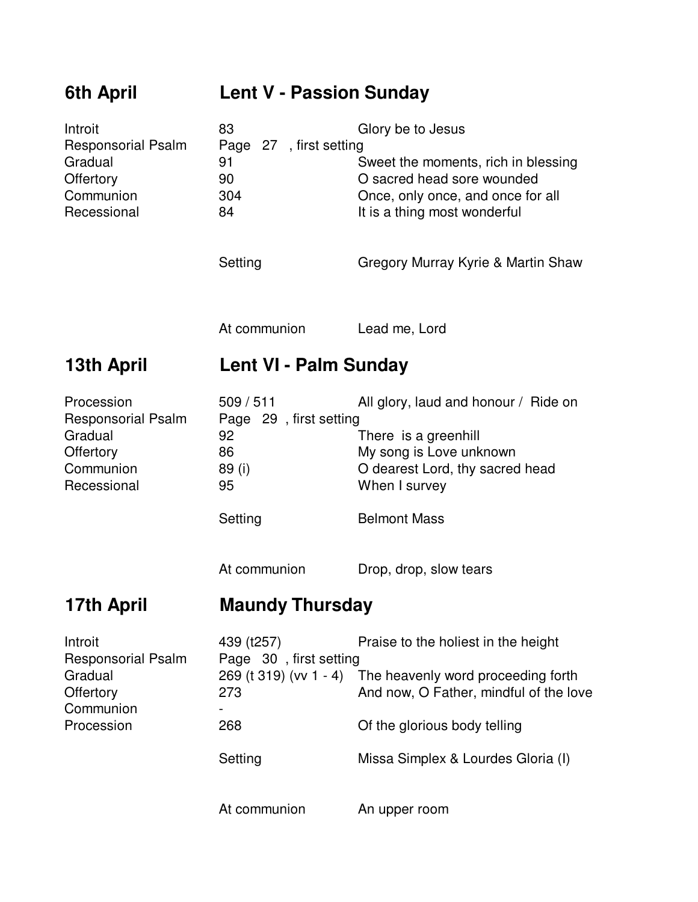## 6th April — Lent V - Passion Sunday

| | | |
|---|---|---|
| Introit | 83 | Glory be to Jesus |
| Responsorial Psalm | Page 27 , first setting | |
| Gradual | 91 | Sweet the moments, rich in blessing |
| Offertory | 90 | O sacred head sore wounded |
| Communion | 304 | Once, only once, and once for all |
| Recessional | 84 | It is a thing most wonderful |
| | Setting | Gregory Murray Kyrie & Martin Shaw |
| | At communion | Lead me, Lord |

## 13th April — Lent VI - Palm Sunday

| | | |
|---|---|---|
| Procession | 509 / 511 | All glory, laud and honour / Ride on |
| Responsorial Psalm | Page 29 , first setting | |
| Gradual | 92 | There is a greenhill |
| Offertory | 86 | My song is Love unknown |
| Communion | 89 (i) | O dearest Lord, thy sacred head |
| Recessional | 95 | When I survey |
| | Setting | Belmont Mass |
| | At communion | Drop, drop, slow tears |

## 17th April — Maundy Thursday

| | | |
|---|---|---|
| Introit | 439 (t257) | Praise to the holiest in the height |
| Responsorial Psalm | Page 30 , first setting | |
| Gradual | 269 (t 319) (vv 1 - 4) | The heavenly word proceeding forth |
| Offertory | 273 | And now, O Father, mindful of the love |
| Communion | - | |
| Procession | 268 | Of the glorious body telling |
| | Setting | Missa Simplex & Lourdes Gloria (I) |
| | At communion | An upper room |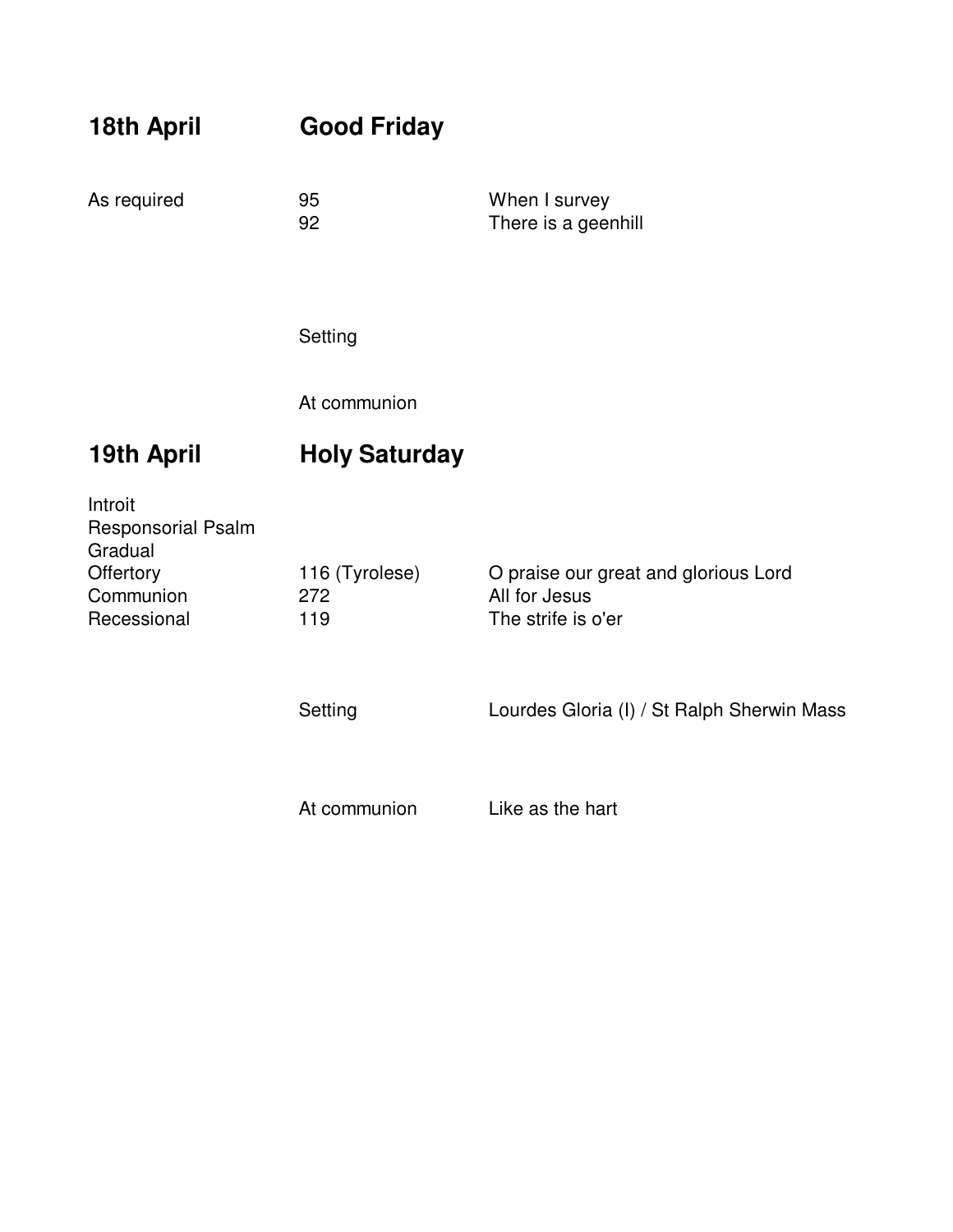## 18th April — Good Friday

| | | |
|---|---|---|
| As required | 95 | When I survey |
| | 92 | There is a geenhill |
| | Setting | |
| | At communion | |

## 19th April — Holy Saturday

| | | |
|---|---|---|
| Introit | | |
| Responsorial Psalm | | |
| Gradual | | |
| Offertory | 116 (Tyrolese) | O praise our great and glorious Lord |
| Communion | 272 | All for Jesus |
| Recessional | 119 | The strife is o'er |
| | Setting | Lourdes Gloria (I) / St Ralph Sherwin Mass |
| | At communion | Like as the hart |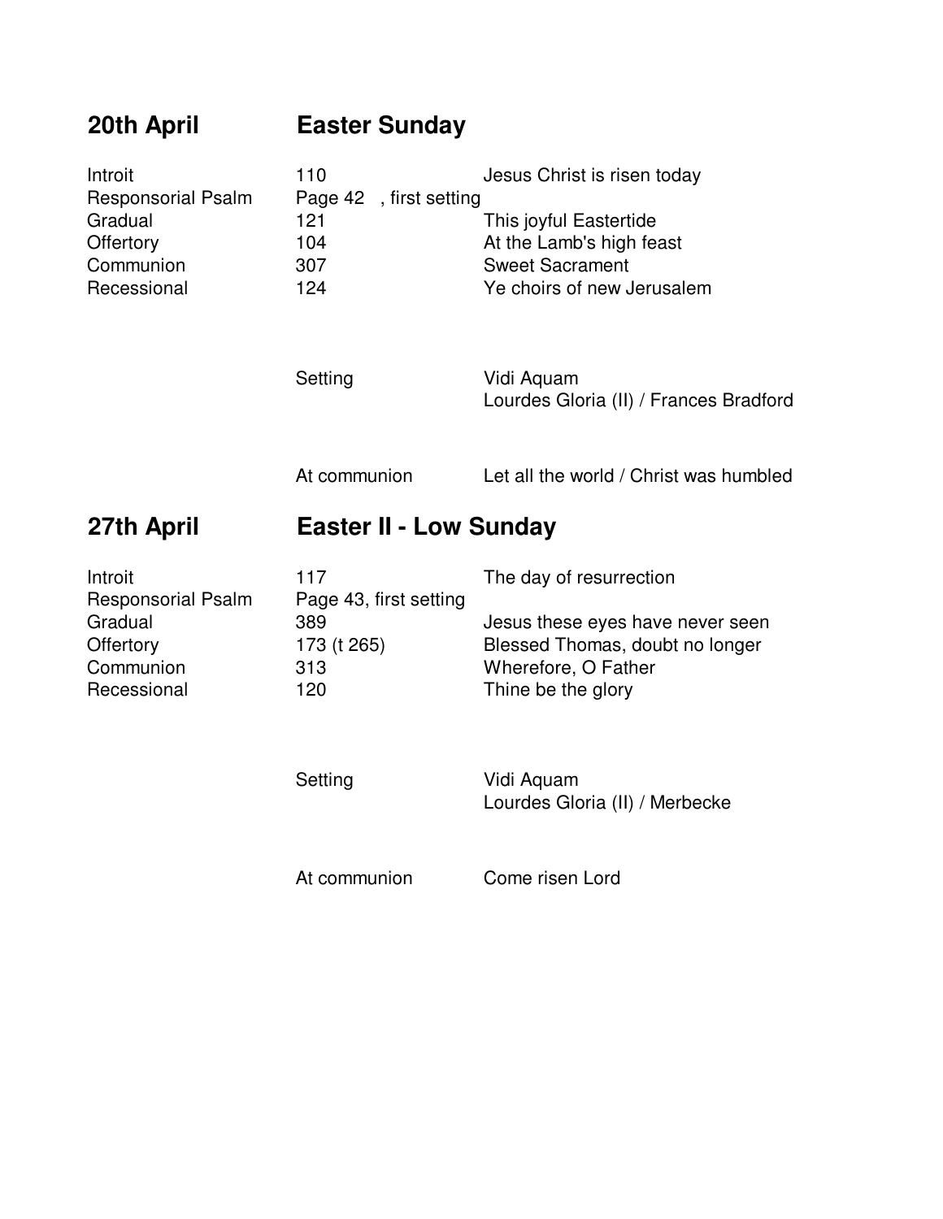## 20th April — Easter Sunday

| | | |
|---|---|---|
| Introit | 110 | Jesus Christ is risen today |
| Responsorial Psalm | Page 42 , first setting | |
| Gradual | 121 | This joyful Eastertide |
| Offertory | 104 | At the Lamb's high feast |
| Communion | 307 | Sweet Sacrament |
| Recessional | 124 | Ye choirs of new Jerusalem |

| | |
|---|---|
| Setting | Vidi Aquam<br>Lourdes Gloria (II) / Frances Bradford |
| At communion | Let all the world / Christ was humbled |

## 27th April — Easter II - Low Sunday

| | | |
|---|---|---|
| Introit | 117 | The day of resurrection |
| Responsorial Psalm | Page 43, first setting | |
| Gradual | 389 | Jesus these eyes have never seen |
| Offertory | 173 (t 265) | Blessed Thomas, doubt no longer |
| Communion | 313 | Wherefore, O Father |
| Recessional | 120 | Thine be the glory |

| | |
|---|---|
| Setting | Vidi Aquam<br>Lourdes Gloria (II) / Merbecke |
| At communion | Come risen Lord |